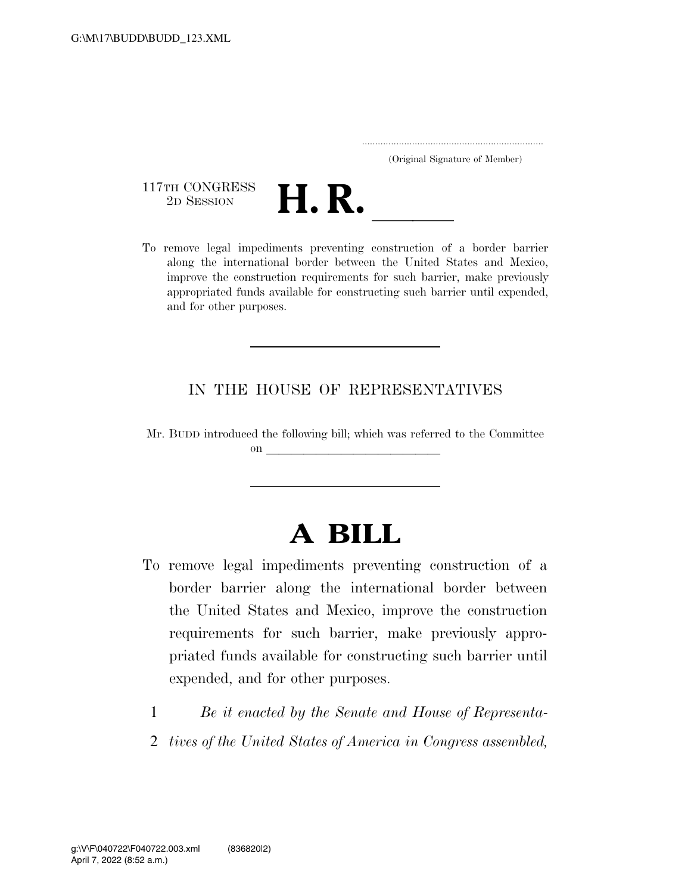G:\M\17\BUDD\BUDD_123.XML

.....................................................................
(Original Signature of Member)

117TH CONGRESS
2D SESSION

# H. R. \_\_\_\_\_\_

To remove legal impediments preventing construction of a border barrier along the international border between the United States and Mexico, improve the construction requirements for such barrier, make previously appropriated funds available for constructing such barrier until expended, and for other purposes.

---

IN THE HOUSE OF REPRESENTATIVES

Mr. BUDD introduced the following bill; which was referred to the Committee on \_\_\_\_\_\_\_\_\_\_\_\_\_\_\_\_\_\_\_\_\_\_\_\_\_\_\_\_

---

# A BILL

To remove legal impediments preventing construction of a border barrier along the international border between the United States and Mexico, improve the construction requirements for such barrier, make previously appropriated funds available for constructing such barrier until expended, and for other purposes.

1 *Be it enacted by the Senate and House of Representa-*
2 *tives of the United States of America in Congress assembled,*

g:\V\F\040722\F040722.003.xml (836820|2)
April 7, 2022 (8:52 a.m.)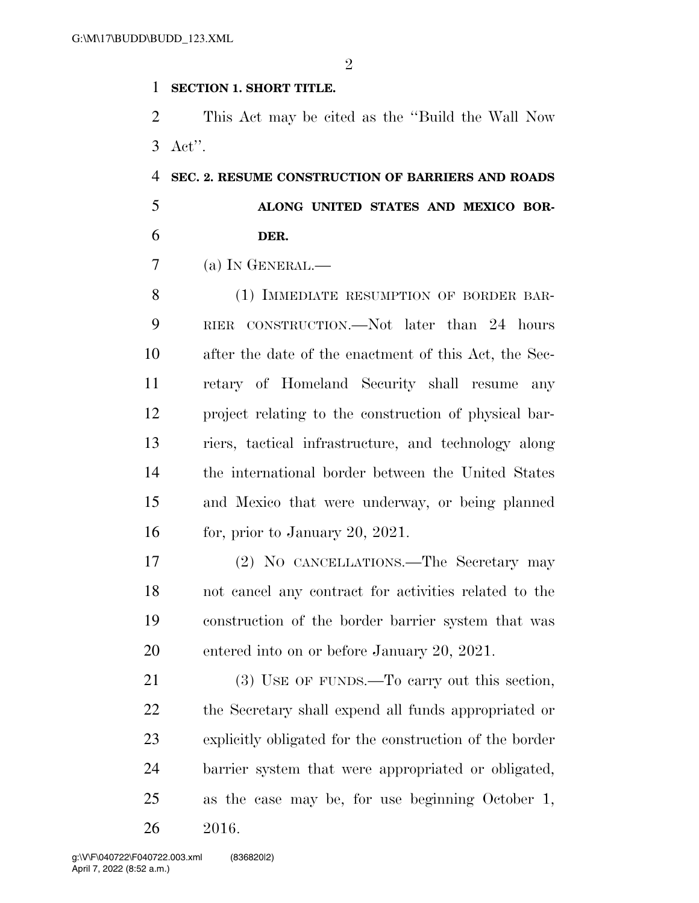**SECTION 1. SHORT TITLE.**

This Act may be cited as the "Build the Wall Now Act".

**SEC. 2. RESUME CONSTRUCTION OF BARRIERS AND ROADS ALONG UNITED STATES AND MEXICO BORDER.**

(a) IN GENERAL.—

(1) IMMEDIATE RESUMPTION OF BORDER BARRIER CONSTRUCTION.—Not later than 24 hours after the date of the enactment of this Act, the Secretary of Homeland Security shall resume any project relating to the construction of physical barriers, tactical infrastructure, and technology along the international border between the United States and Mexico that were underway, or being planned for, prior to January 20, 2021.

(2) NO CANCELLATIONS.—The Secretary may not cancel any contract for activities related to the construction of the border barrier system that was entered into on or before January 20, 2021.

(3) USE OF FUNDS.—To carry out this section, the Secretary shall expend all funds appropriated or explicitly obligated for the construction of the border barrier system that were appropriated or obligated, as the case may be, for use beginning October 1, 2016.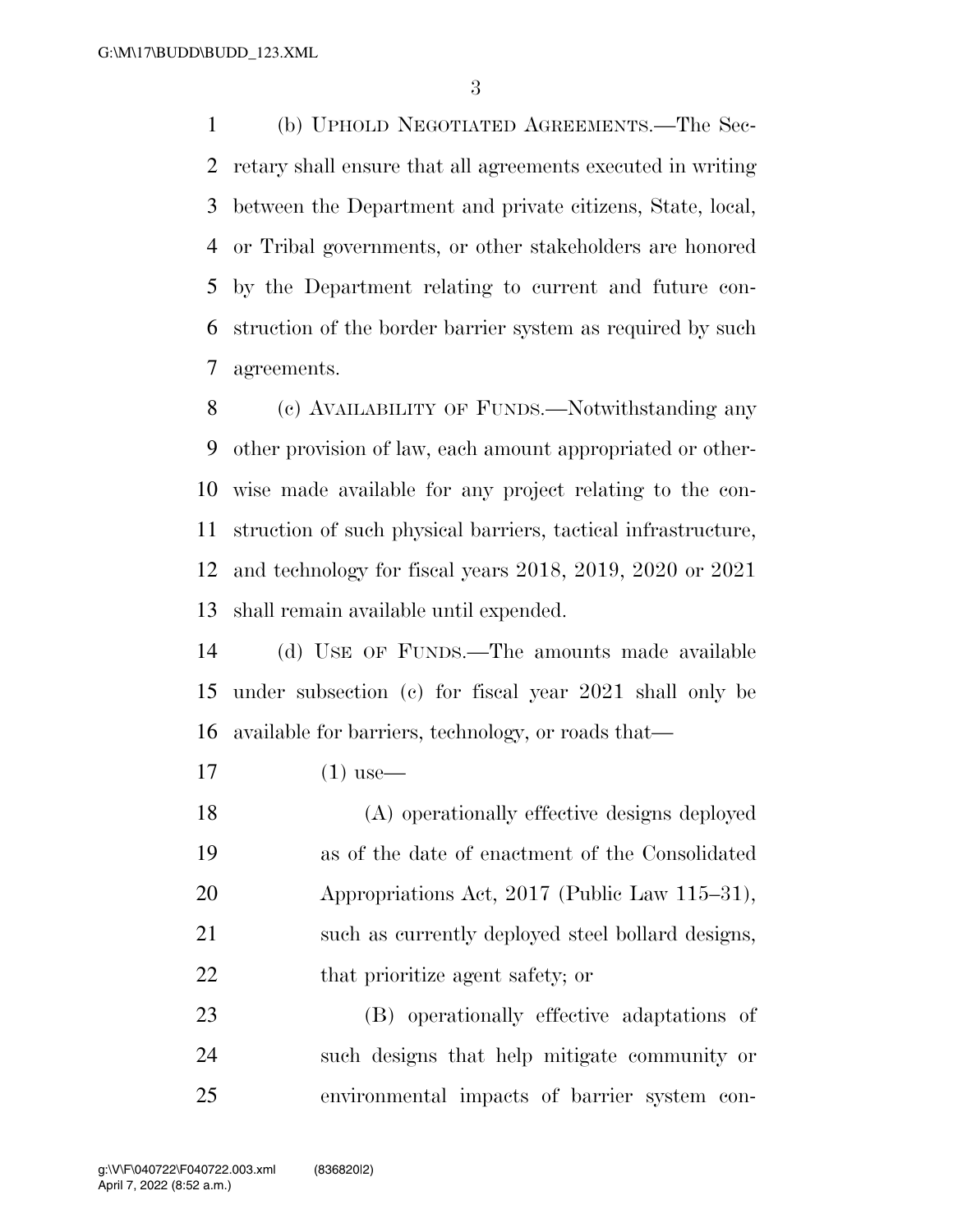(b) UPHOLD NEGOTIATED AGREEMENTS.—The Secretary shall ensure that all agreements executed in writing between the Department and private citizens, State, local, or Tribal governments, or other stakeholders are honored by the Department relating to current and future construction of the border barrier system as required by such agreements.

(c) AVAILABILITY OF FUNDS.—Notwithstanding any other provision of law, each amount appropriated or otherwise made available for any project relating to the construction of such physical barriers, tactical infrastructure, and technology for fiscal years 2018, 2019, 2020 or 2021 shall remain available until expended.

(d) USE OF FUNDS.—The amounts made available under subsection (c) for fiscal year 2021 shall only be available for barriers, technology, or roads that—

(1) use—

(A) operationally effective designs deployed as of the date of enactment of the Consolidated Appropriations Act, 2017 (Public Law 115–31), such as currently deployed steel bollard designs, that prioritize agent safety; or

(B) operationally effective adaptations of such designs that help mitigate community or environmental impacts of barrier system con-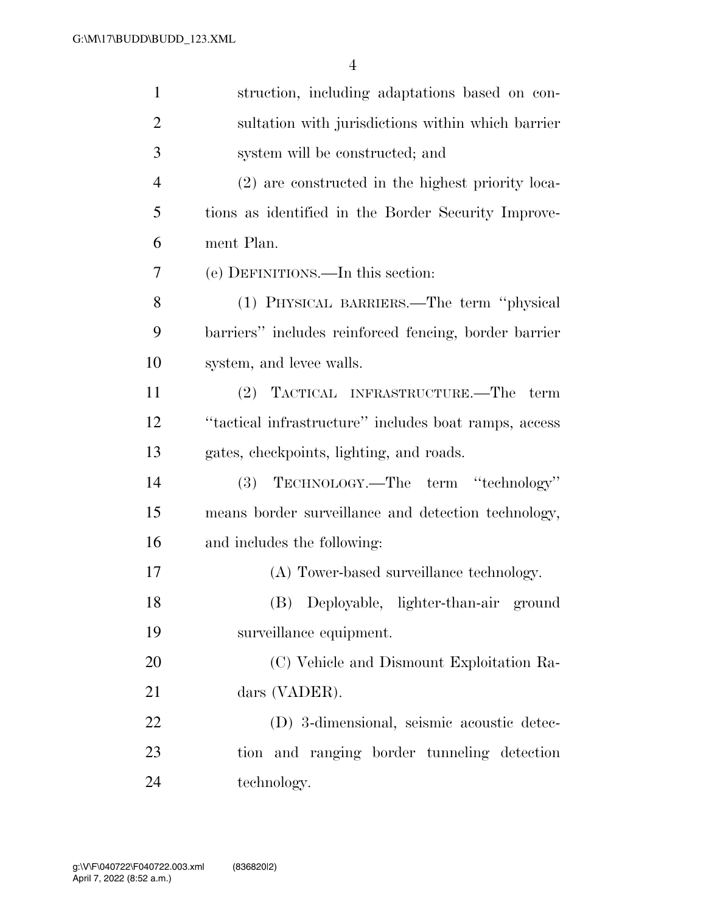struction, including adaptations based on consultation with jurisdictions within which barrier system will be constructed; and

(2) are constructed in the highest priority locations as identified in the Border Security Improvement Plan.

(e) DEFINITIONS.—In this section:

(1) PHYSICAL BARRIERS.—The term ''physical barriers'' includes reinforced fencing, border barrier system, and levee walls.

(2) TACTICAL INFRASTRUCTURE.—The term ''tactical infrastructure'' includes boat ramps, access gates, checkpoints, lighting, and roads.

(3) TECHNOLOGY.—The term ''technology'' means border surveillance and detection technology, and includes the following:

(A) Tower-based surveillance technology.

(B) Deployable, lighter-than-air ground surveillance equipment.

(C) Vehicle and Dismount Exploitation Radars (VADER).

(D) 3-dimensional, seismic acoustic detection and ranging border tunneling detection technology.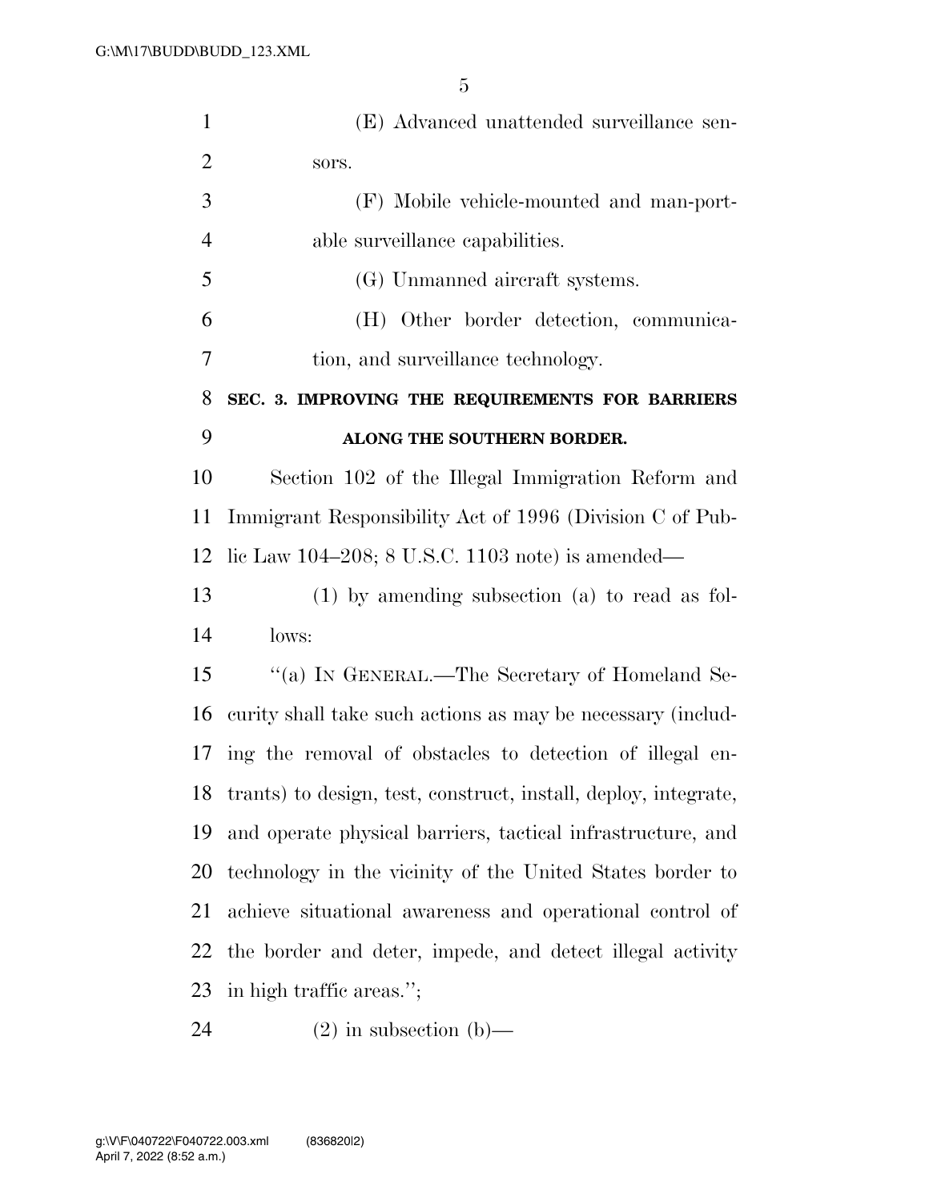(E) Advanced unattended surveillance sensors.

(F) Mobile vehicle-mounted and man-portable surveillance capabilities.

(G) Unmanned aircraft systems.

(H) Other border detection, communication, and surveillance technology.

**SEC. 3. IMPROVING THE REQUIREMENTS FOR BARRIERS ALONG THE SOUTHERN BORDER.**

Section 102 of the Illegal Immigration Reform and Immigrant Responsibility Act of 1996 (Division C of Public Law 104–208; 8 U.S.C. 1103 note) is amended—

(1) by amending subsection (a) to read as follows:

"(a) IN GENERAL.—The Secretary of Homeland Security shall take such actions as may be necessary (including the removal of obstacles to detection of illegal entrants) to design, test, construct, install, deploy, integrate, and operate physical barriers, tactical infrastructure, and technology in the vicinity of the United States border to achieve situational awareness and operational control of the border and deter, impede, and detect illegal activity in high traffic areas.";

(2) in subsection (b)—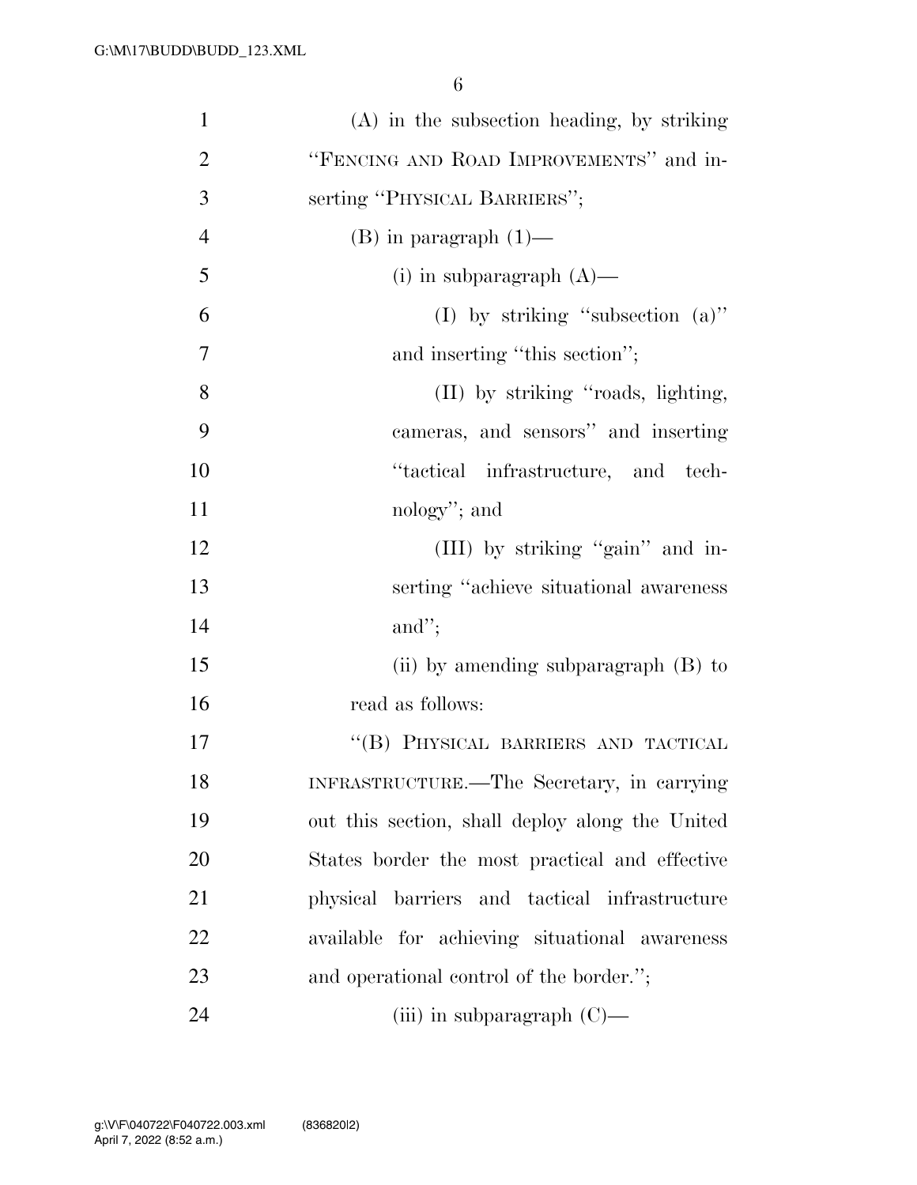(A) in the subsection heading, by striking "FENCING AND ROAD IMPROVEMENTS" and inserting "PHYSICAL BARRIERS";

(B) in paragraph (1)—

(i) in subparagraph (A)—

(I) by striking "subsection (a)" and inserting "this section";

(II) by striking "roads, lighting, cameras, and sensors" and inserting "tactical infrastructure, and technology"; and

(III) by striking "gain" and inserting "achieve situational awareness and";

(ii) by amending subparagraph (B) to read as follows:

"(B) PHYSICAL BARRIERS AND TACTICAL INFRASTRUCTURE.—The Secretary, in carrying out this section, shall deploy along the United States border the most practical and effective physical barriers and tactical infrastructure available for achieving situational awareness and operational control of the border.";

(iii) in subparagraph (C)—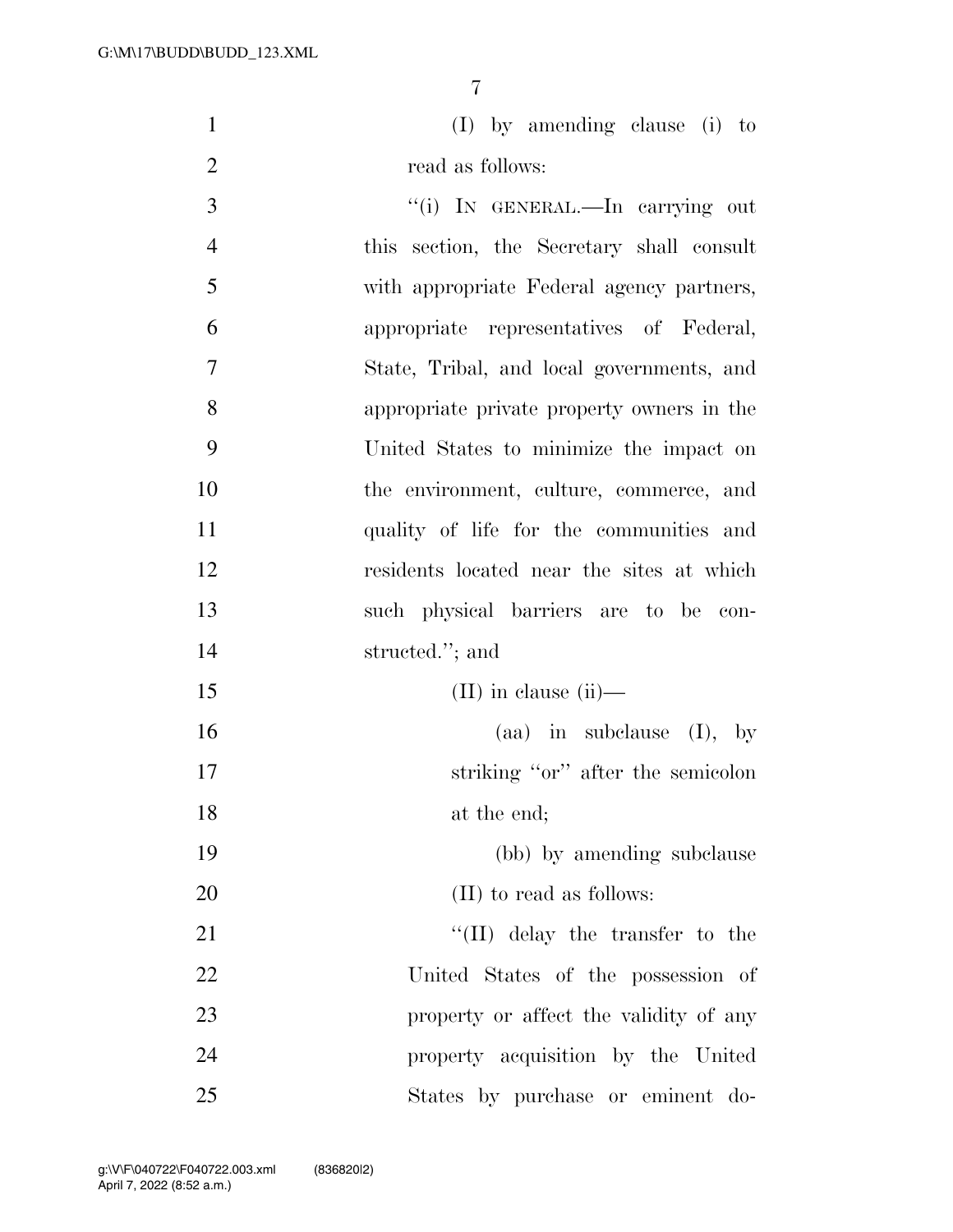(I) by amending clause (i) to read as follows:

"(i) IN GENERAL.—In carrying out this section, the Secretary shall consult with appropriate Federal agency partners, appropriate representatives of Federal, State, Tribal, and local governments, and appropriate private property owners in the United States to minimize the impact on the environment, culture, commerce, and quality of life for the communities and residents located near the sites at which such physical barriers are to be constructed."; and

(II) in clause (ii)—

(aa) in subclause (I), by striking "or" after the semicolon at the end;

(bb) by amending subclause (II) to read as follows:

"(II) delay the transfer to the United States of the possession of property or affect the validity of any property acquisition by the United States by purchase or eminent do-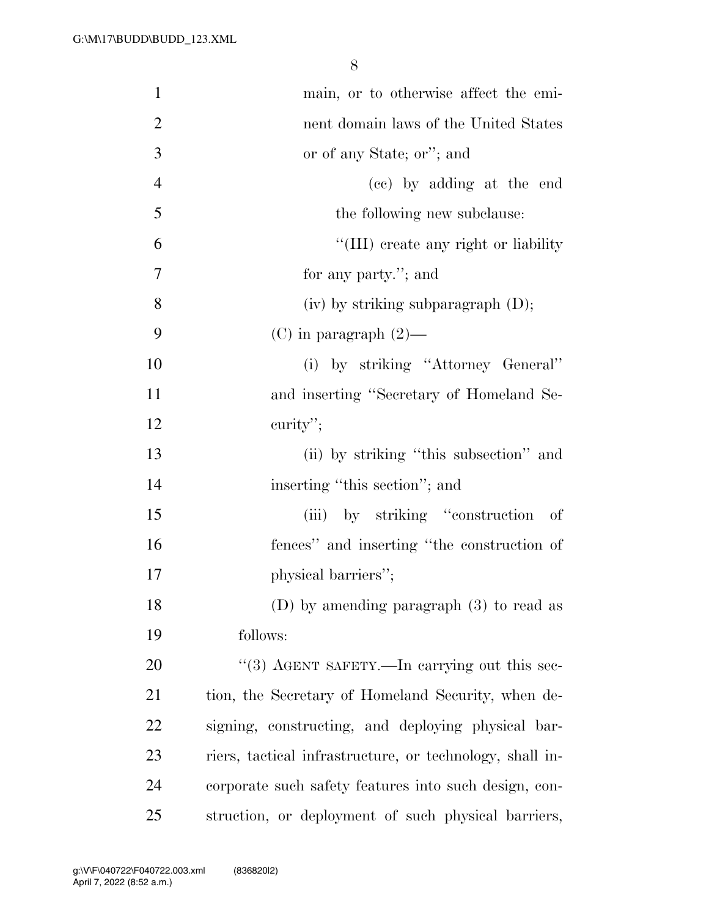main, or to otherwise affect the eminent domain laws of the United States or of any State; or''; and

(cc) by adding at the end the following new subclause:

''(III) create any right or liability for any party.''; and

(iv) by striking subparagraph (D);

(C) in paragraph (2)—

(i) by striking ''Attorney General'' and inserting ''Secretary of Homeland Security'';

(ii) by striking ''this subsection'' and inserting ''this section''; and

(iii) by striking ''construction of fences'' and inserting ''the construction of physical barriers'';

(D) by amending paragraph (3) to read as follows:

''(3) AGENT SAFETY.—In carrying out this section, the Secretary of Homeland Security, when designing, constructing, and deploying physical barriers, tactical infrastructure, or technology, shall incorporate such safety features into such design, construction, or deployment of such physical barriers,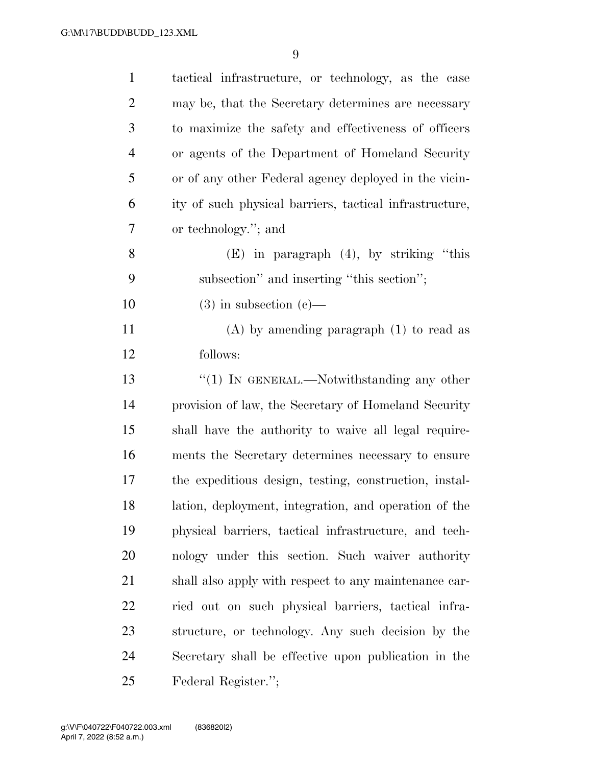tactical infrastructure, or technology, as the case may be, that the Secretary determines are necessary to maximize the safety and effectiveness of officers or agents of the Department of Homeland Security or of any other Federal agency deployed in the vicinity of such physical barriers, tactical infrastructure, or technology.''; and

(E) in paragraph (4), by striking ''this subsection'' and inserting ''this section'';

(3) in subsection (c)—

(A) by amending paragraph (1) to read as follows:

''(1) IN GENERAL.—Notwithstanding any other provision of law, the Secretary of Homeland Security shall have the authority to waive all legal requirements the Secretary determines necessary to ensure the expeditious design, testing, construction, installation, deployment, integration, and operation of the physical barriers, tactical infrastructure, and technology under this section. Such waiver authority shall also apply with respect to any maintenance carried out on such physical barriers, tactical infrastructure, or technology. Any such decision by the Secretary shall be effective upon publication in the Federal Register.'';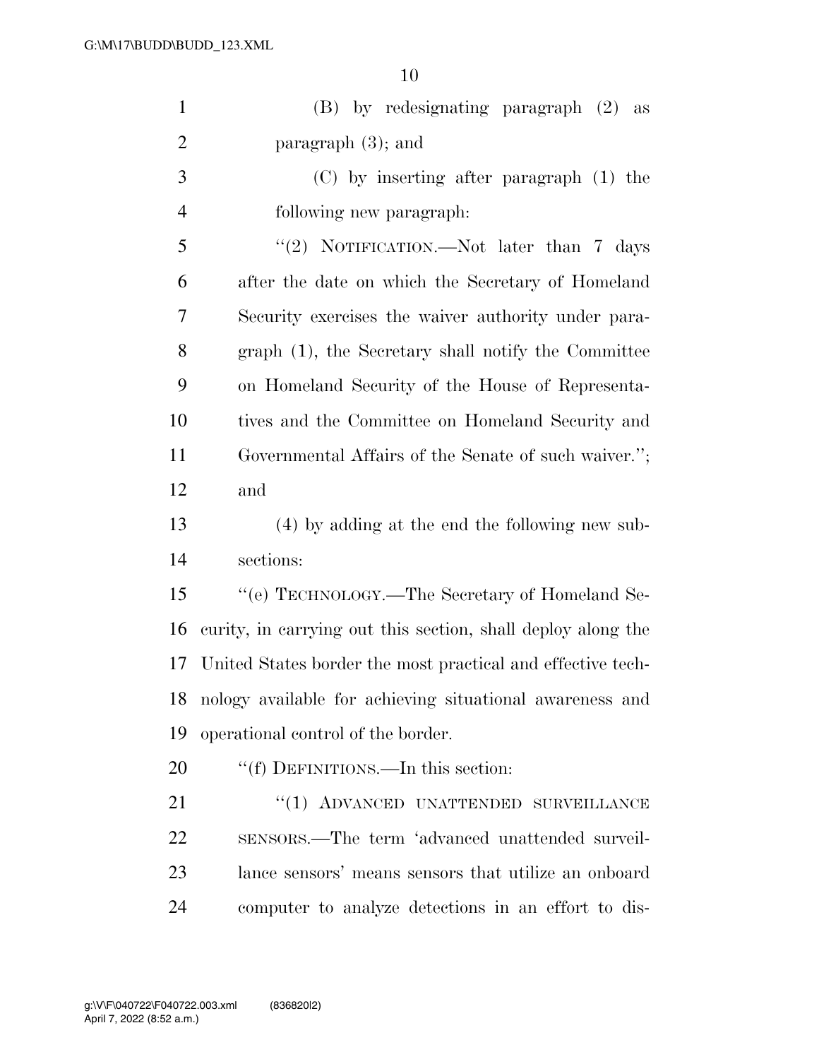(B) by redesignating paragraph (2) as paragraph (3); and

(C) by inserting after paragraph (1) the following new paragraph:

"(2) NOTIFICATION.—Not later than 7 days after the date on which the Secretary of Homeland Security exercises the waiver authority under paragraph (1), the Secretary shall notify the Committee on Homeland Security of the House of Representatives and the Committee on Homeland Security and Governmental Affairs of the Senate of such waiver."; and

(4) by adding at the end the following new subsections:

"(e) TECHNOLOGY.—The Secretary of Homeland Security, in carrying out this section, shall deploy along the United States border the most practical and effective technology available for achieving situational awareness and operational control of the border.

"(f) DEFINITIONS.—In this section:

"(1) ADVANCED UNATTENDED SURVEILLANCE SENSORS.—The term 'advanced unattended surveillance sensors' means sensors that utilize an onboard computer to analyze detections in an effort to dis-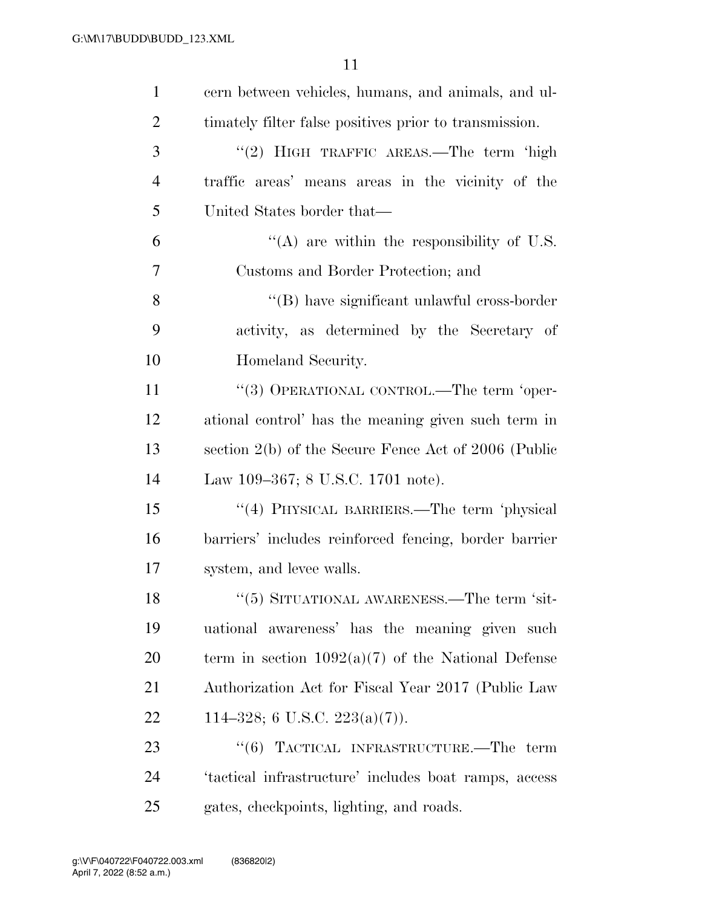cern between vehicles, humans, and animals, and ultimately filter false positives prior to transmission.

“(2) HIGH TRAFFIC AREAS.—The term ‘high traffic areas’ means areas in the vicinity of the United States border that—

“(A) are within the responsibility of U.S. Customs and Border Protection; and

“(B) have significant unlawful cross-border activity, as determined by the Secretary of Homeland Security.

“(3) OPERATIONAL CONTROL.—The term ‘operational control’ has the meaning given such term in section 2(b) of the Secure Fence Act of 2006 (Public Law 109–367; 8 U.S.C. 1701 note).

“(4) PHYSICAL BARRIERS.—The term ‘physical barriers’ includes reinforced fencing, border barrier system, and levee walls.

“(5) SITUATIONAL AWARENESS.—The term ‘situational awareness’ has the meaning given such term in section 1092(a)(7) of the National Defense Authorization Act for Fiscal Year 2017 (Public Law 114–328; 6 U.S.C. 223(a)(7)).

“(6) TACTICAL INFRASTRUCTURE.—The term ‘tactical infrastructure’ includes boat ramps, access gates, checkpoints, lighting, and roads.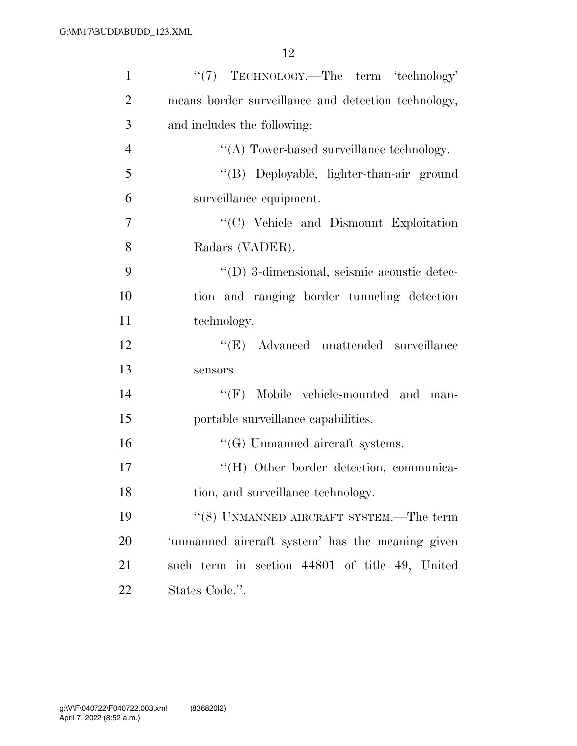"(7) TECHNOLOGY.—The term 'technology' means border surveillance and detection technology, and includes the following:

"(A) Tower-based surveillance technology.

"(B) Deployable, lighter-than-air ground surveillance equipment.

"(C) Vehicle and Dismount Exploitation Radars (VADER).

"(D) 3-dimensional, seismic acoustic detection and ranging border tunneling detection technology.

"(E) Advanced unattended surveillance sensors.

"(F) Mobile vehicle-mounted and man-portable surveillance capabilities.

"(G) Unmanned aircraft systems.

"(H) Other border detection, communication, and surveillance technology.

"(8) UNMANNED AIRCRAFT SYSTEM.—The term 'unmanned aircraft system' has the meaning given such term in section 44801 of title 49, United States Code.".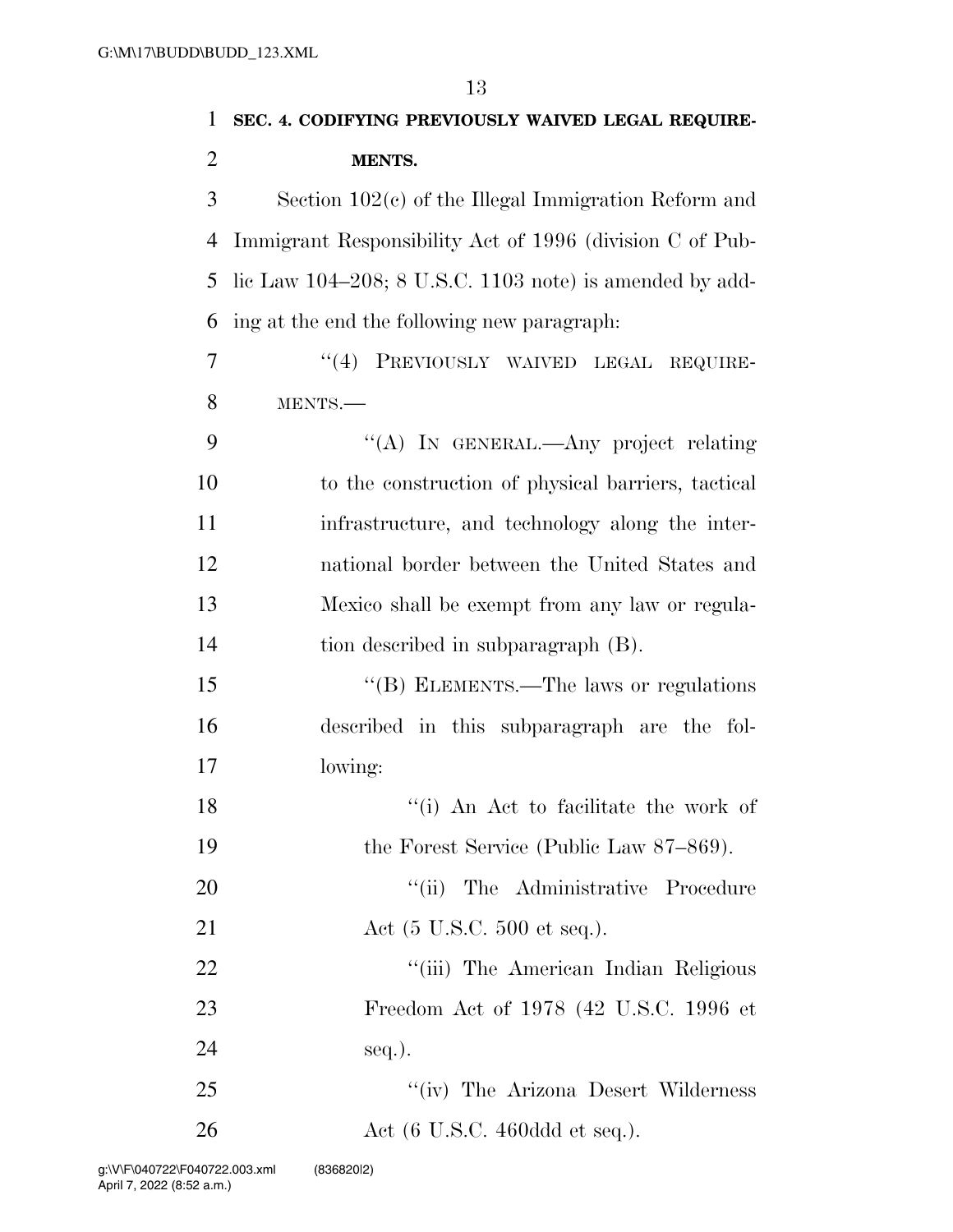**SEC. 4. CODIFYING PREVIOUSLY WAIVED LEGAL REQUIREMENTS.**

Section 102(c) of the Illegal Immigration Reform and Immigrant Responsibility Act of 1996 (division C of Public Law 104–208; 8 U.S.C. 1103 note) is amended by adding at the end the following new paragraph:

"(4) PREVIOUSLY WAIVED LEGAL REQUIREMENTS.—

"(A) IN GENERAL.—Any project relating to the construction of physical barriers, tactical infrastructure, and technology along the international border between the United States and Mexico shall be exempt from any law or regulation described in subparagraph (B).

"(B) ELEMENTS.—The laws or regulations described in this subparagraph are the following:

"(i) An Act to facilitate the work of the Forest Service (Public Law 87–869).

"(ii) The Administrative Procedure Act (5 U.S.C. 500 et seq.).

"(iii) The American Indian Religious Freedom Act of 1978 (42 U.S.C. 1996 et seq.).

"(iv) The Arizona Desert Wilderness Act (6 U.S.C. 460ddd et seq.).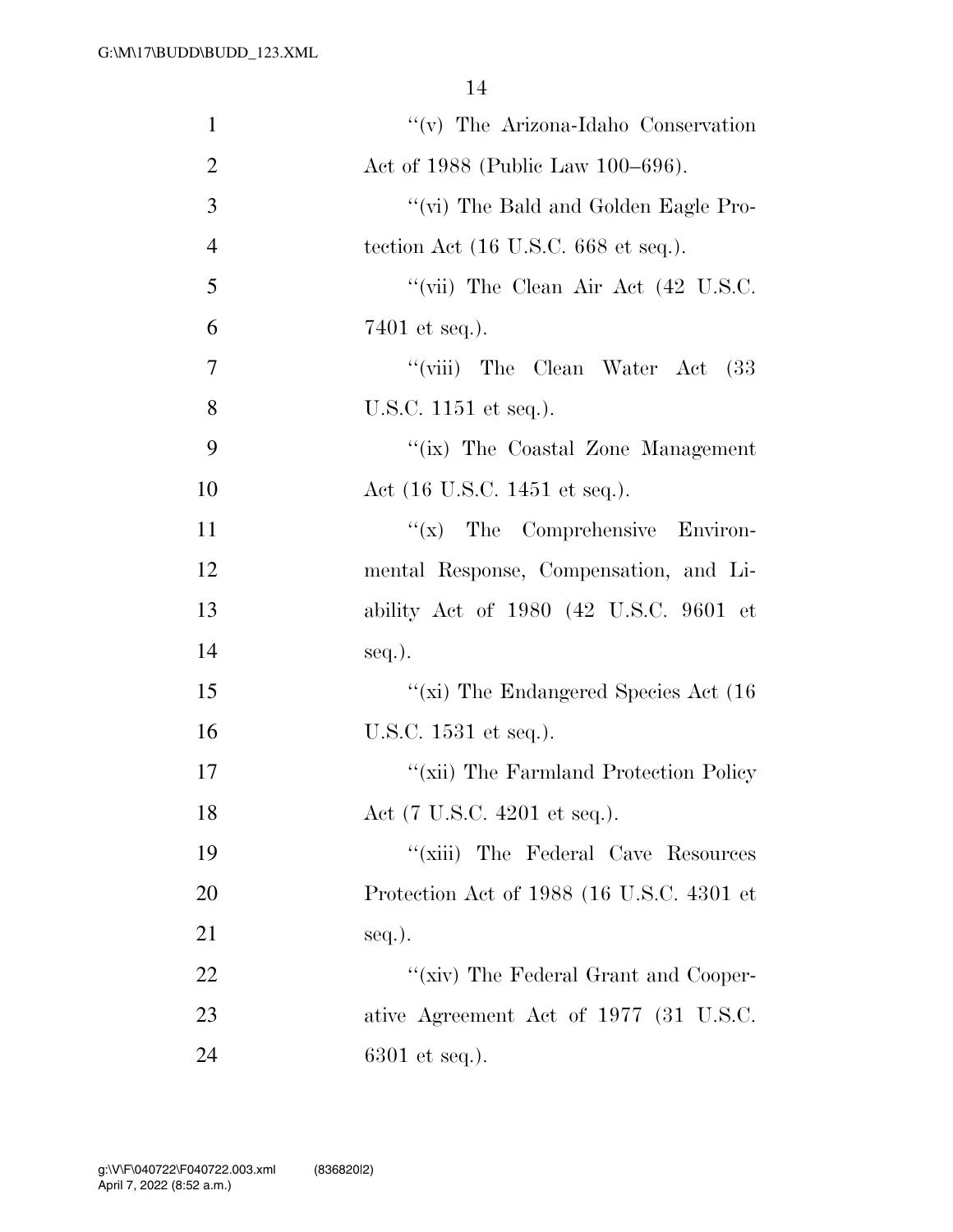''(v) The Arizona-Idaho Conservation Act of 1988 (Public Law 100–696).

''(vi) The Bald and Golden Eagle Protection Act (16 U.S.C. 668 et seq.).

''(vii) The Clean Air Act (42 U.S.C. 7401 et seq.).

''(viii) The Clean Water Act (33 U.S.C. 1151 et seq.).

''(ix) The Coastal Zone Management Act (16 U.S.C. 1451 et seq.).

''(x) The Comprehensive Environmental Response, Compensation, and Liability Act of 1980 (42 U.S.C. 9601 et seq.).

''(xi) The Endangered Species Act (16 U.S.C. 1531 et seq.).

''(xii) The Farmland Protection Policy Act (7 U.S.C. 4201 et seq.).

''(xiii) The Federal Cave Resources Protection Act of 1988 (16 U.S.C. 4301 et seq.).

''(xiv) The Federal Grant and Cooperative Agreement Act of 1977 (31 U.S.C. 6301 et seq.).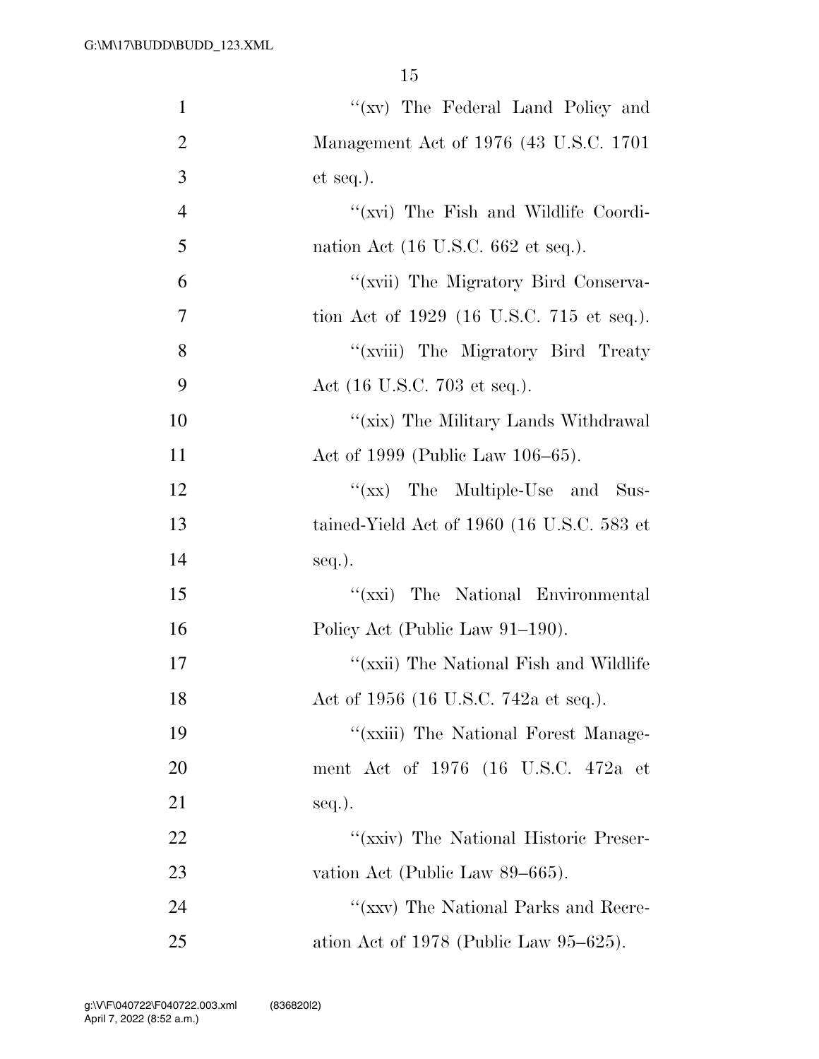''(xv) The Federal Land Policy and Management Act of 1976 (43 U.S.C. 1701 et seq.).

''(xvi) The Fish and Wildlife Coordination Act (16 U.S.C. 662 et seq.).

''(xvii) The Migratory Bird Conservation Act of 1929 (16 U.S.C. 715 et seq.).

''(xviii) The Migratory Bird Treaty Act (16 U.S.C. 703 et seq.).

''(xix) The Military Lands Withdrawal Act of 1999 (Public Law 106–65).

''(xx) The Multiple-Use and Sustained-Yield Act of 1960 (16 U.S.C. 583 et seq.).

''(xxi) The National Environmental Policy Act (Public Law 91–190).

''(xxii) The National Fish and Wildlife Act of 1956 (16 U.S.C. 742a et seq.).

''(xxiii) The National Forest Management Act of 1976 (16 U.S.C. 472a et seq.).

''(xxiv) The National Historic Preservation Act (Public Law 89–665).

''(xxv) The National Parks and Recreation Act of 1978 (Public Law 95–625).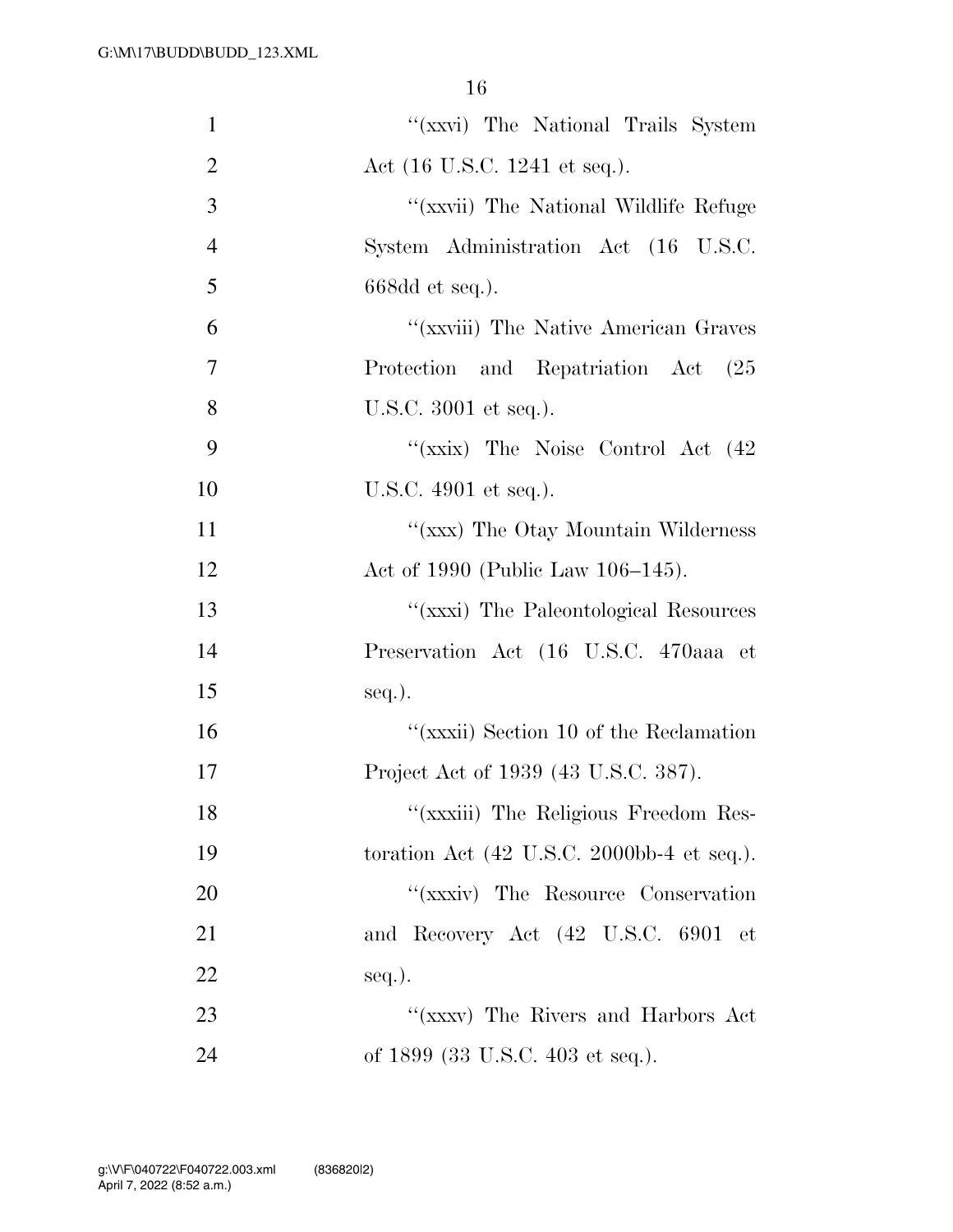''(xxvi) The National Trails System Act (16 U.S.C. 1241 et seq.).

''(xxvii) The National Wildlife Refuge System Administration Act (16 U.S.C. 668dd et seq.).

''(xxviii) The Native American Graves Protection and Repatriation Act (25 U.S.C. 3001 et seq.).

''(xxix) The Noise Control Act (42 U.S.C. 4901 et seq.).

''(xxx) The Otay Mountain Wilderness Act of 1990 (Public Law 106–145).

''(xxxi) The Paleontological Resources Preservation Act (16 U.S.C. 470aaa et seq.).

''(xxxii) Section 10 of the Reclamation Project Act of 1939 (43 U.S.C. 387).

''(xxxiii) The Religious Freedom Restoration Act (42 U.S.C. 2000bb-4 et seq.).

''(xxxiv) The Resource Conservation and Recovery Act (42 U.S.C. 6901 et seq.).

''(xxxv) The Rivers and Harbors Act of 1899 (33 U.S.C. 403 et seq.).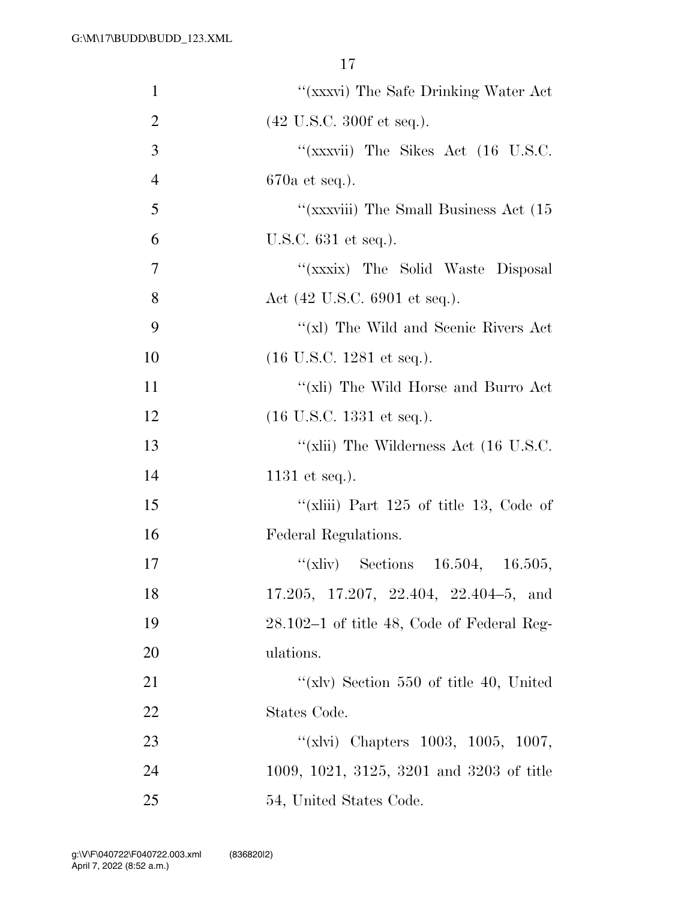''(xxxvi) The Safe Drinking Water Act (42 U.S.C. 300f et seq.).

''(xxxvii) The Sikes Act (16 U.S.C. 670a et seq.).

''(xxxviii) The Small Business Act (15 U.S.C. 631 et seq.).

''(xxxix) The Solid Waste Disposal Act (42 U.S.C. 6901 et seq.).

''(xl) The Wild and Scenic Rivers Act (16 U.S.C. 1281 et seq.).

''(xli) The Wild Horse and Burro Act (16 U.S.C. 1331 et seq.).

''(xlii) The Wilderness Act (16 U.S.C. 1131 et seq.).

''(xliii) Part 125 of title 13, Code of Federal Regulations.

''(xliv) Sections 16.504, 16.505, 17.205, 17.207, 22.404, 22.404–5, and 28.102–1 of title 48, Code of Federal Regulations.

''(xlv) Section 550 of title 40, United States Code.

''(xlvi) Chapters 1003, 1005, 1007, 1009, 1021, 3125, 3201 and 3203 of title 54, United States Code.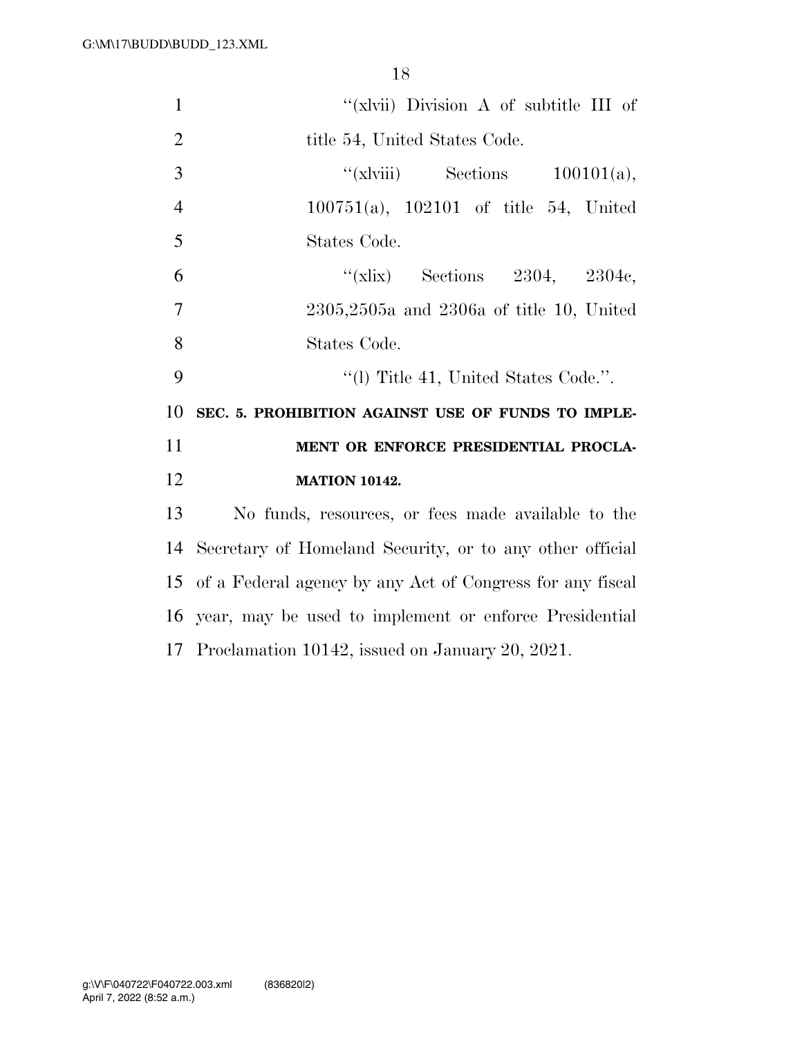"(xlvii) Division A of subtitle III of title 54, United States Code.

"(xlviii) Sections 100101(a), 100751(a), 102101 of title 54, United States Code.

"(xlix) Sections 2304, 2304c, 2305,2505a and 2306a of title 10, United States Code.

"(l) Title 41, United States Code.".

**SEC. 5. PROHIBITION AGAINST USE OF FUNDS TO IMPLEMENT OR ENFORCE PRESIDENTIAL PROCLAMATION 10142.**

No funds, resources, or fees made available to the Secretary of Homeland Security, or to any other official of a Federal agency by any Act of Congress for any fiscal year, may be used to implement or enforce Presidential Proclamation 10142, issued on January 20, 2021.